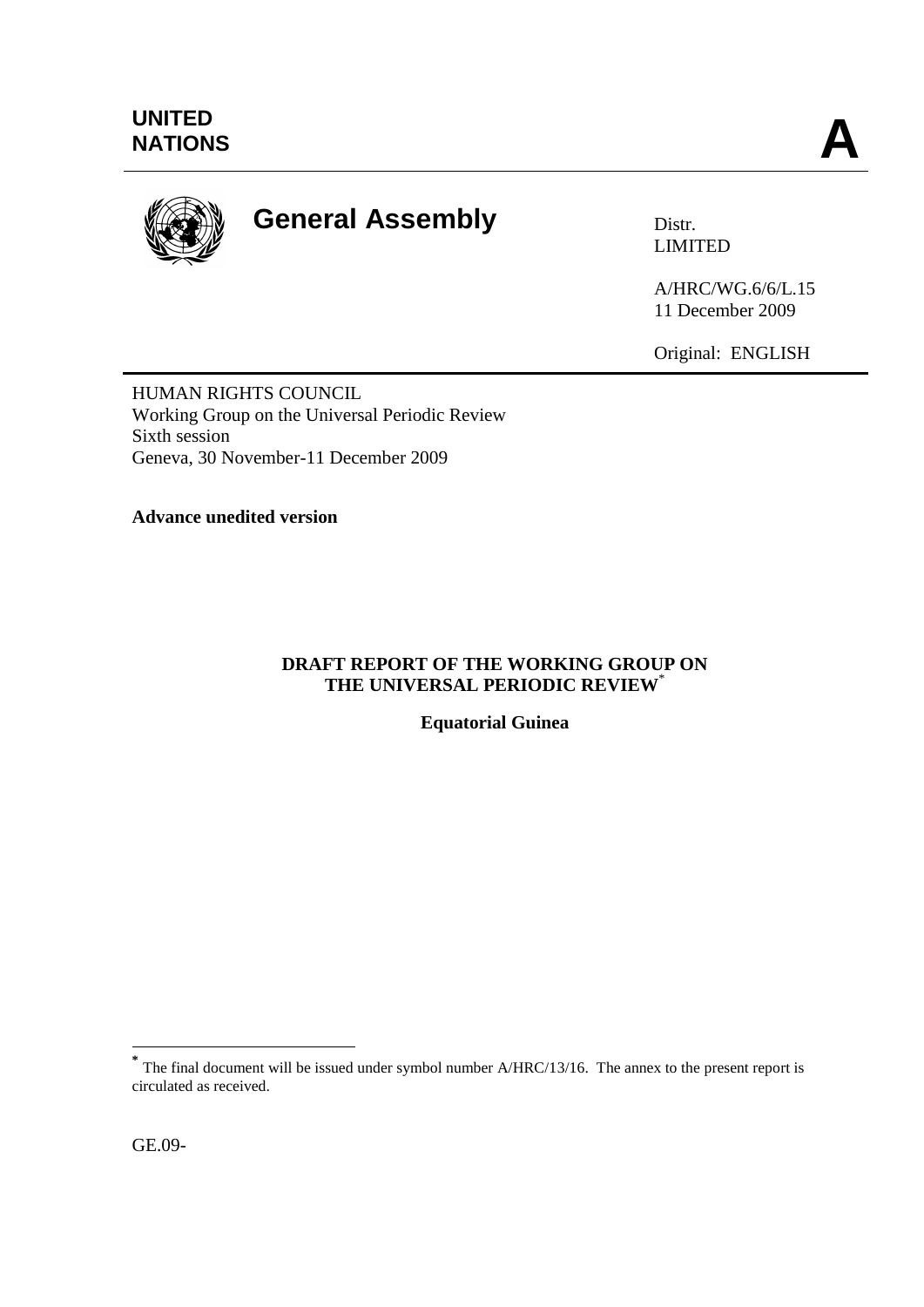UNITED NATIONS

**A**

# General Assembly

Distr.
LIMITED

A/HRC/WG.6/6/L.15
11 December 2009

Original: ENGLISH

HUMAN RIGHTS COUNCIL
Working Group on the Universal Periodic Review
Sixth session
Geneva, 30 November-11 December 2009

**Advance unedited version**

## DRAFT REPORT OF THE WORKING GROUP ON THE UNIVERSAL PERIODIC REVIEW*

**Equatorial Guinea**

* The final document will be issued under symbol number A/HRC/13/16. The annex to the present report is circulated as received.

GE.09-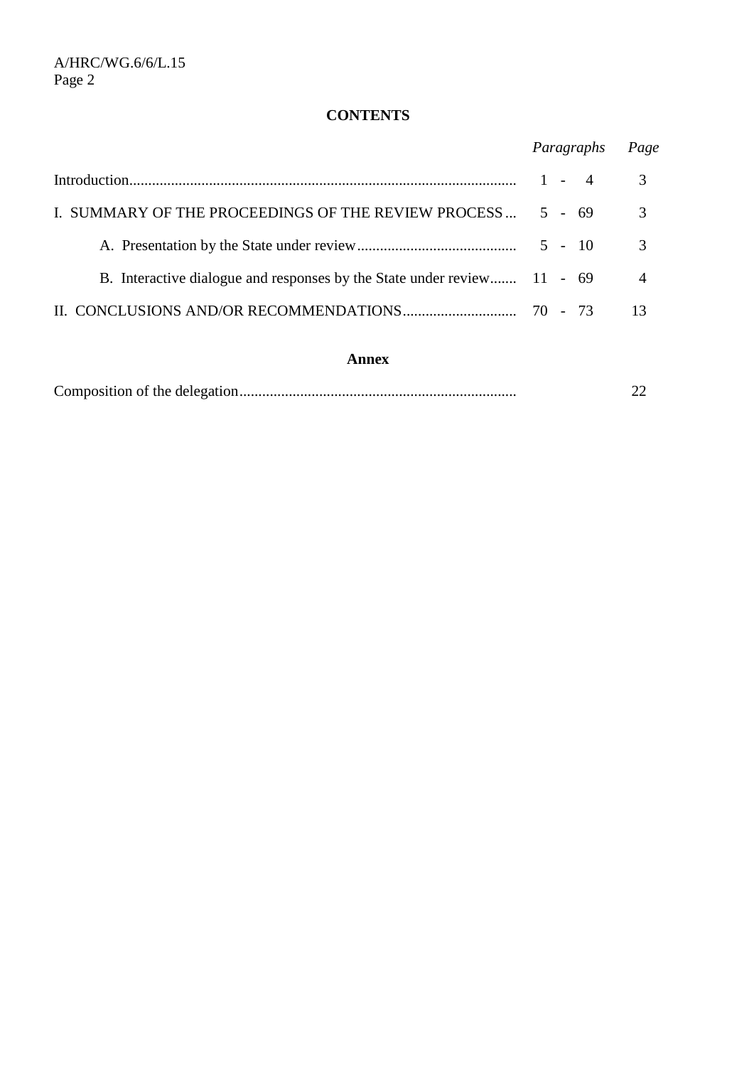**CONTENTS**

| | *Paragraphs* | *Page* |
|---|---|---|
| Introduction | 1 - 4 | 3 |
| I. SUMMARY OF THE PROCEEDINGS OF THE REVIEW PROCESS | 5 - 69 | 3 |
| A. Presentation by the State under review | 5 - 10 | 3 |
| B. Interactive dialogue and responses by the State under review | 11 - 69 | 4 |
| II. CONCLUSIONS AND/OR RECOMMENDATIONS | 70 - 73 | 13 |

**Annex**

| | | |
|---|---|---|
| Composition of the delegation | | 22 |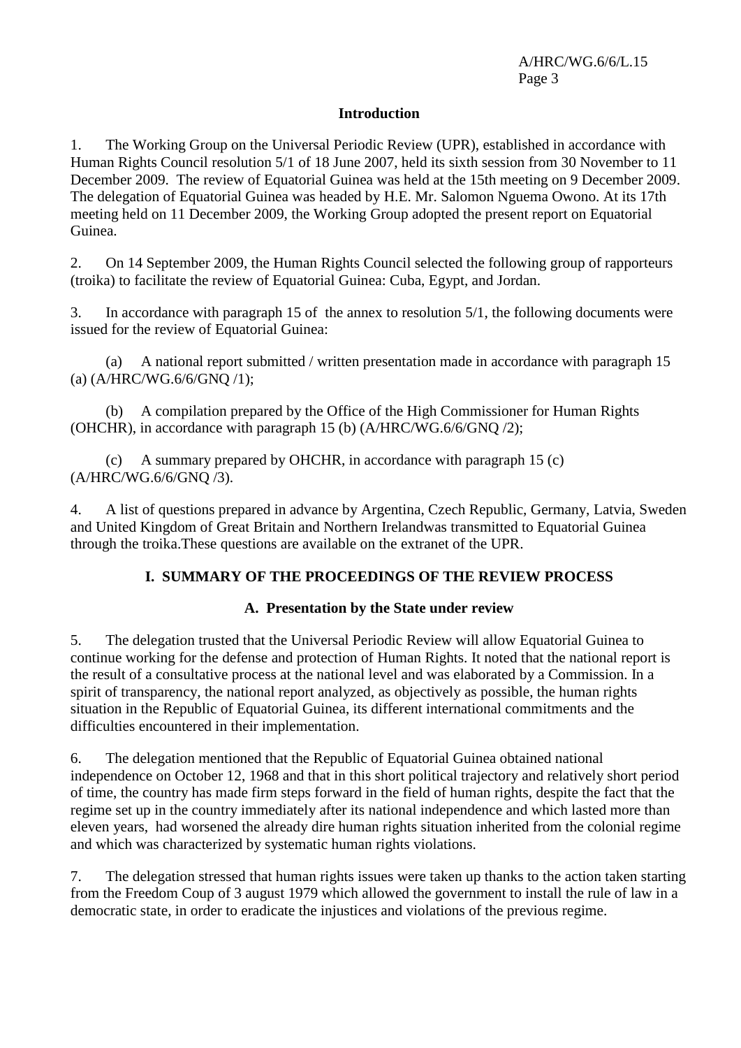## Introduction

1. The Working Group on the Universal Periodic Review (UPR), established in accordance with Human Rights Council resolution 5/1 of 18 June 2007, held its sixth session from 30 November to 11 December 2009. The review of Equatorial Guinea was held at the 15th meeting on 9 December 2009. The delegation of Equatorial Guinea was headed by H.E. Mr. Salomon Nguema Owono. At its 17th meeting held on 11 December 2009, the Working Group adopted the present report on Equatorial Guinea.

2. On 14 September 2009, the Human Rights Council selected the following group of rapporteurs (troika) to facilitate the review of Equatorial Guinea: Cuba, Egypt, and Jordan.

3. In accordance with paragraph 15 of the annex to resolution 5/1, the following documents were issued for the review of Equatorial Guinea:

(a) A national report submitted / written presentation made in accordance with paragraph 15 (a) (A/HRC/WG.6/6/GNQ /1);

(b) A compilation prepared by the Office of the High Commissioner for Human Rights (OHCHR), in accordance with paragraph 15 (b) (A/HRC/WG.6/6/GNQ /2);

(c) A summary prepared by OHCHR, in accordance with paragraph 15 (c) (A/HRC/WG.6/6/GNQ /3).

4. A list of questions prepared in advance by Argentina, Czech Republic, Germany, Latvia, Sweden and United Kingdom of Great Britain and Northern Irelandwas transmitted to Equatorial Guinea through the troika.These questions are available on the extranet of the UPR.

## I. SUMMARY OF THE PROCEEDINGS OF THE REVIEW PROCESS

### A. Presentation by the State under review

5. The delegation trusted that the Universal Periodic Review will allow Equatorial Guinea to continue working for the defense and protection of Human Rights. It noted that the national report is the result of a consultative process at the national level and was elaborated by a Commission. In a spirit of transparency, the national report analyzed, as objectively as possible, the human rights situation in the Republic of Equatorial Guinea, its different international commitments and the difficulties encountered in their implementation.

6. The delegation mentioned that the Republic of Equatorial Guinea obtained national independence on October 12, 1968 and that in this short political trajectory and relatively short period of time, the country has made firm steps forward in the field of human rights, despite the fact that the regime set up in the country immediately after its national independence and which lasted more than eleven years, had worsened the already dire human rights situation inherited from the colonial regime and which was characterized by systematic human rights violations.

7. The delegation stressed that human rights issues were taken up thanks to the action taken starting from the Freedom Coup of 3 august 1979 which allowed the government to install the rule of law in a democratic state, in order to eradicate the injustices and violations of the previous regime.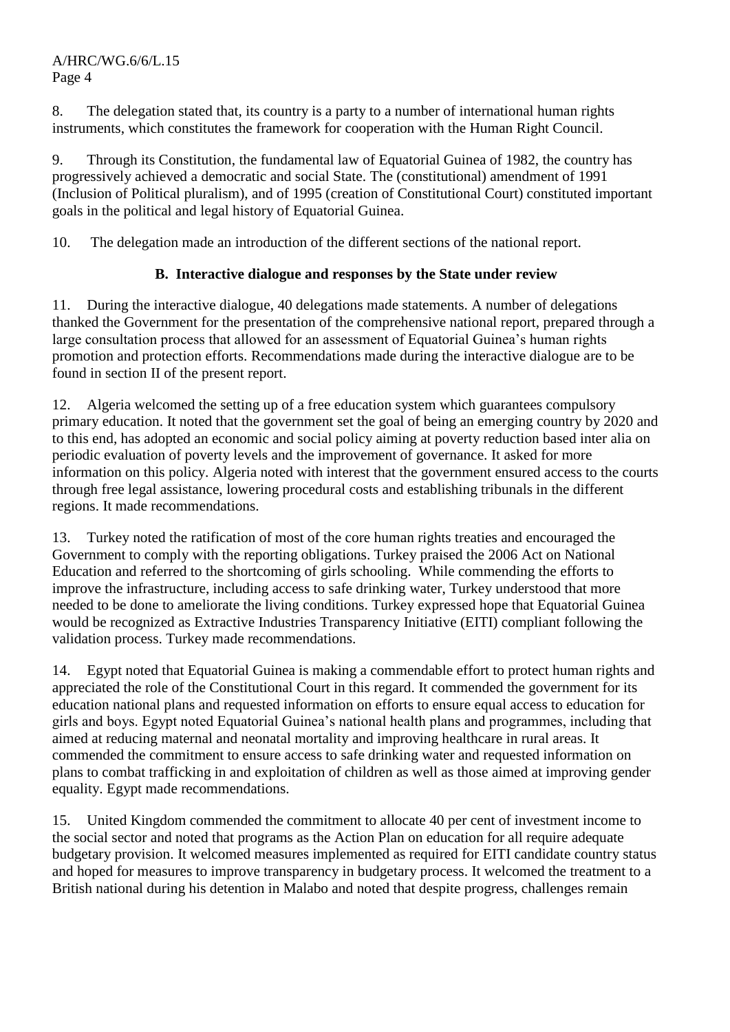8. The delegation stated that, its country is a party to a number of international human rights instruments, which constitutes the framework for cooperation with the Human Right Council.

9. Through its Constitution, the fundamental law of Equatorial Guinea of 1982, the country has progressively achieved a democratic and social State. The (constitutional) amendment of 1991 (Inclusion of Political pluralism), and of 1995 (creation of Constitutional Court) constituted important goals in the political and legal history of Equatorial Guinea.

10. The delegation made an introduction of the different sections of the national report.

### B. Interactive dialogue and responses by the State under review

11. During the interactive dialogue, 40 delegations made statements. A number of delegations thanked the Government for the presentation of the comprehensive national report, prepared through a large consultation process that allowed for an assessment of Equatorial Guinea's human rights promotion and protection efforts. Recommendations made during the interactive dialogue are to be found in section II of the present report.

12. Algeria welcomed the setting up of a free education system which guarantees compulsory primary education. It noted that the government set the goal of being an emerging country by 2020 and to this end, has adopted an economic and social policy aiming at poverty reduction based inter alia on periodic evaluation of poverty levels and the improvement of governance. It asked for more information on this policy. Algeria noted with interest that the government ensured access to the courts through free legal assistance, lowering procedural costs and establishing tribunals in the different regions. It made recommendations.

13. Turkey noted the ratification of most of the core human rights treaties and encouraged the Government to comply with the reporting obligations. Turkey praised the 2006 Act on National Education and referred to the shortcoming of girls schooling. While commending the efforts to improve the infrastructure, including access to safe drinking water, Turkey understood that more needed to be done to ameliorate the living conditions. Turkey expressed hope that Equatorial Guinea would be recognized as Extractive Industries Transparency Initiative (EITI) compliant following the validation process. Turkey made recommendations.

14. Egypt noted that Equatorial Guinea is making a commendable effort to protect human rights and appreciated the role of the Constitutional Court in this regard. It commended the government for its education national plans and requested information on efforts to ensure equal access to education for girls and boys. Egypt noted Equatorial Guinea's national health plans and programmes, including that aimed at reducing maternal and neonatal mortality and improving healthcare in rural areas. It commended the commitment to ensure access to safe drinking water and requested information on plans to combat trafficking in and exploitation of children as well as those aimed at improving gender equality. Egypt made recommendations.

15. United Kingdom commended the commitment to allocate 40 per cent of investment income to the social sector and noted that programs as the Action Plan on education for all require adequate budgetary provision. It welcomed measures implemented as required for EITI candidate country status and hoped for measures to improve transparency in budgetary process. It welcomed the treatment to a British national during his detention in Malabo and noted that despite progress, challenges remain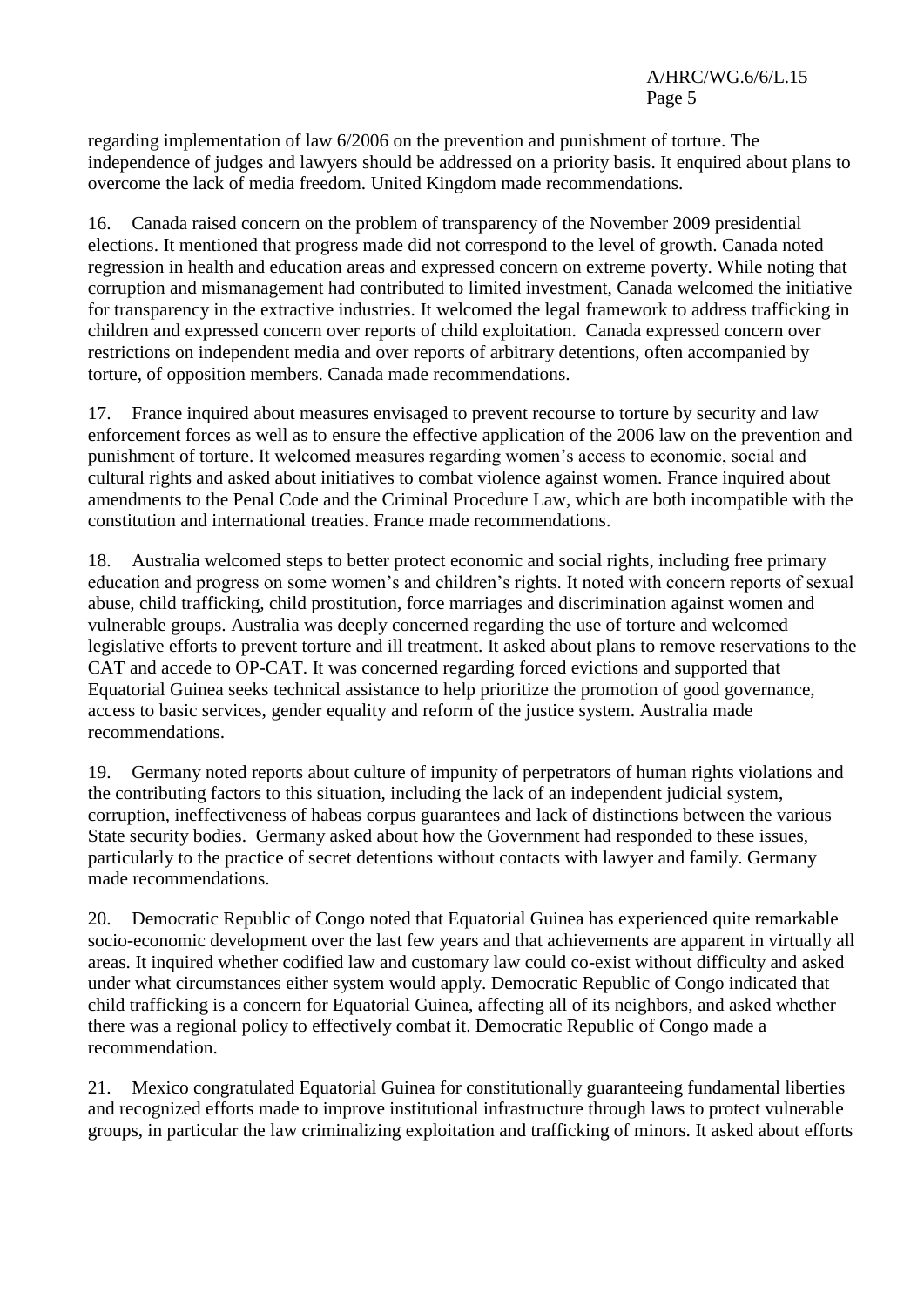regarding implementation of law 6/2006 on the prevention and punishment of torture. The independence of judges and lawyers should be addressed on a priority basis. It enquired about plans to overcome the lack of media freedom. United Kingdom made recommendations.

16. Canada raised concern on the problem of transparency of the November 2009 presidential elections. It mentioned that progress made did not correspond to the level of growth. Canada noted regression in health and education areas and expressed concern on extreme poverty. While noting that corruption and mismanagement had contributed to limited investment, Canada welcomed the initiative for transparency in the extractive industries. It welcomed the legal framework to address trafficking in children and expressed concern over reports of child exploitation. Canada expressed concern over restrictions on independent media and over reports of arbitrary detentions, often accompanied by torture, of opposition members. Canada made recommendations.

17. France inquired about measures envisaged to prevent recourse to torture by security and law enforcement forces as well as to ensure the effective application of the 2006 law on the prevention and punishment of torture. It welcomed measures regarding women's access to economic, social and cultural rights and asked about initiatives to combat violence against women. France inquired about amendments to the Penal Code and the Criminal Procedure Law, which are both incompatible with the constitution and international treaties. France made recommendations.

18. Australia welcomed steps to better protect economic and social rights, including free primary education and progress on some women's and children's rights. It noted with concern reports of sexual abuse, child trafficking, child prostitution, force marriages and discrimination against women and vulnerable groups. Australia was deeply concerned regarding the use of torture and welcomed legislative efforts to prevent torture and ill treatment. It asked about plans to remove reservations to the CAT and accede to OP-CAT. It was concerned regarding forced evictions and supported that Equatorial Guinea seeks technical assistance to help prioritize the promotion of good governance, access to basic services, gender equality and reform of the justice system. Australia made recommendations.

19. Germany noted reports about culture of impunity of perpetrators of human rights violations and the contributing factors to this situation, including the lack of an independent judicial system, corruption, ineffectiveness of habeas corpus guarantees and lack of distinctions between the various State security bodies. Germany asked about how the Government had responded to these issues, particularly to the practice of secret detentions without contacts with lawyer and family. Germany made recommendations.

20. Democratic Republic of Congo noted that Equatorial Guinea has experienced quite remarkable socio-economic development over the last few years and that achievements are apparent in virtually all areas. It inquired whether codified law and customary law could co-exist without difficulty and asked under what circumstances either system would apply. Democratic Republic of Congo indicated that child trafficking is a concern for Equatorial Guinea, affecting all of its neighbors, and asked whether there was a regional policy to effectively combat it. Democratic Republic of Congo made a recommendation.

21. Mexico congratulated Equatorial Guinea for constitutionally guaranteeing fundamental liberties and recognized efforts made to improve institutional infrastructure through laws to protect vulnerable groups, in particular the law criminalizing exploitation and trafficking of minors. It asked about efforts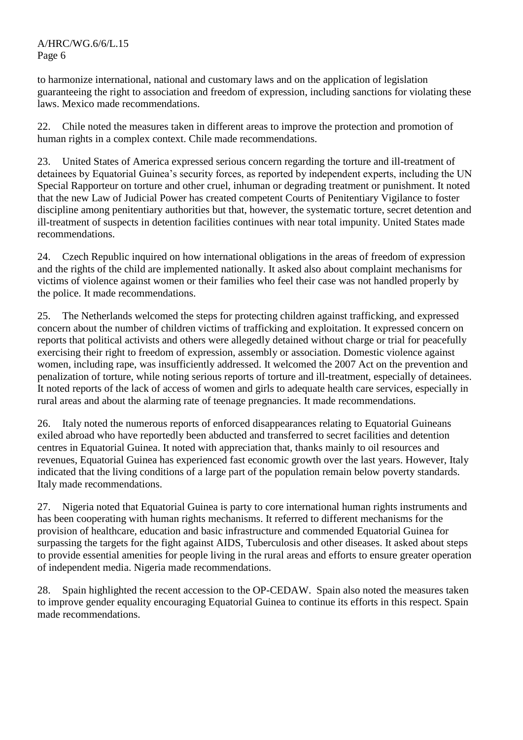to harmonize international, national and customary laws and on the application of legislation guaranteeing the right to association and freedom of expression, including sanctions for violating these laws. Mexico made recommendations.

22. Chile noted the measures taken in different areas to improve the protection and promotion of human rights in a complex context. Chile made recommendations.

23. United States of America expressed serious concern regarding the torture and ill-treatment of detainees by Equatorial Guinea's security forces, as reported by independent experts, including the UN Special Rapporteur on torture and other cruel, inhuman or degrading treatment or punishment. It noted that the new Law of Judicial Power has created competent Courts of Penitentiary Vigilance to foster discipline among penitentiary authorities but that, however, the systematic torture, secret detention and ill-treatment of suspects in detention facilities continues with near total impunity. United States made recommendations.

24. Czech Republic inquired on how international obligations in the areas of freedom of expression and the rights of the child are implemented nationally. It asked also about complaint mechanisms for victims of violence against women or their families who feel their case was not handled properly by the police. It made recommendations.

25. The Netherlands welcomed the steps for protecting children against trafficking, and expressed concern about the number of children victims of trafficking and exploitation. It expressed concern on reports that political activists and others were allegedly detained without charge or trial for peacefully exercising their right to freedom of expression, assembly or association. Domestic violence against women, including rape, was insufficiently addressed. It welcomed the 2007 Act on the prevention and penalization of torture, while noting serious reports of torture and ill-treatment, especially of detainees. It noted reports of the lack of access of women and girls to adequate health care services, especially in rural areas and about the alarming rate of teenage pregnancies. It made recommendations.

26. Italy noted the numerous reports of enforced disappearances relating to Equatorial Guineans exiled abroad who have reportedly been abducted and transferred to secret facilities and detention centres in Equatorial Guinea. It noted with appreciation that, thanks mainly to oil resources and revenues, Equatorial Guinea has experienced fast economic growth over the last years. However, Italy indicated that the living conditions of a large part of the population remain below poverty standards. Italy made recommendations.

27. Nigeria noted that Equatorial Guinea is party to core international human rights instruments and has been cooperating with human rights mechanisms. It referred to different mechanisms for the provision of healthcare, education and basic infrastructure and commended Equatorial Guinea for surpassing the targets for the fight against AIDS, Tuberculosis and other diseases. It asked about steps to provide essential amenities for people living in the rural areas and efforts to ensure greater operation of independent media. Nigeria made recommendations.

28. Spain highlighted the recent accession to the OP-CEDAW. Spain also noted the measures taken to improve gender equality encouraging Equatorial Guinea to continue its efforts in this respect. Spain made recommendations.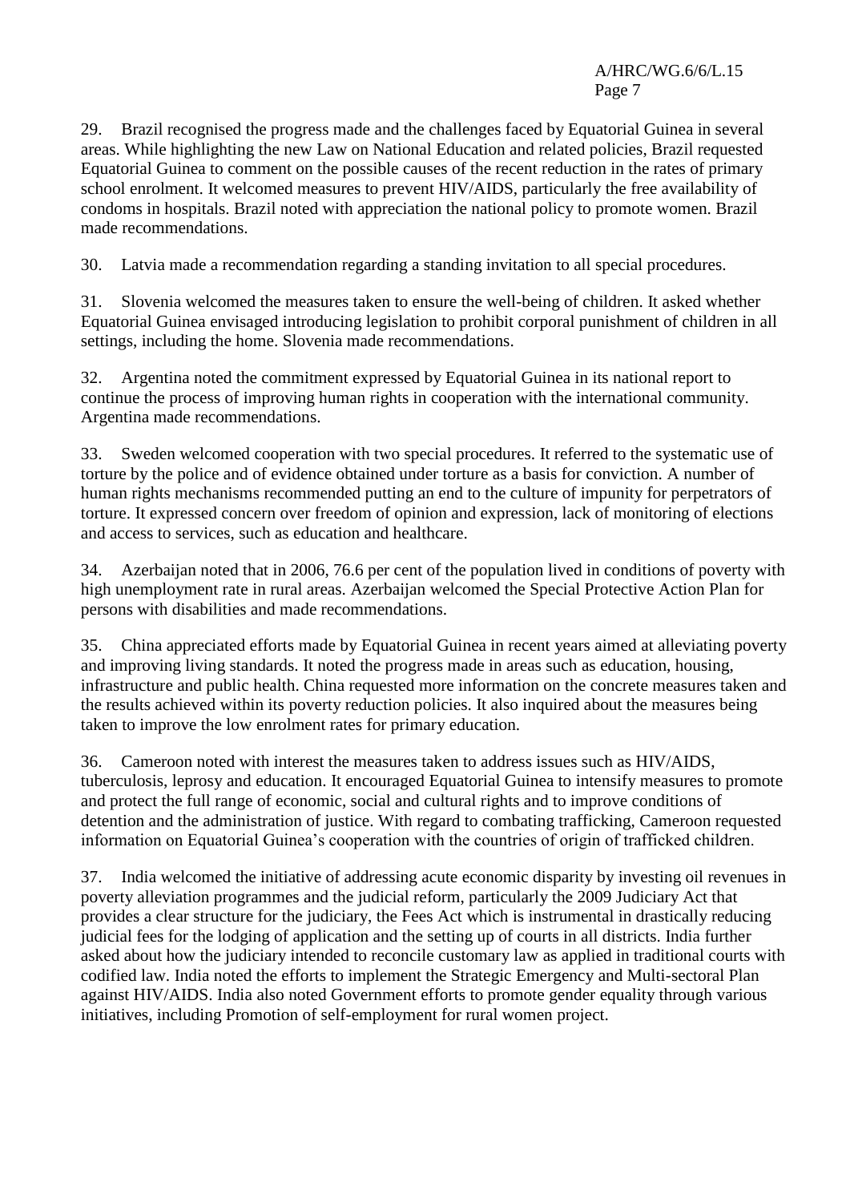29. Brazil recognised the progress made and the challenges faced by Equatorial Guinea in several areas. While highlighting the new Law on National Education and related policies, Brazil requested Equatorial Guinea to comment on the possible causes of the recent reduction in the rates of primary school enrolment. It welcomed measures to prevent HIV/AIDS, particularly the free availability of condoms in hospitals. Brazil noted with appreciation the national policy to promote women. Brazil made recommendations.

30. Latvia made a recommendation regarding a standing invitation to all special procedures.

31. Slovenia welcomed the measures taken to ensure the well-being of children. It asked whether Equatorial Guinea envisaged introducing legislation to prohibit corporal punishment of children in all settings, including the home. Slovenia made recommendations.

32. Argentina noted the commitment expressed by Equatorial Guinea in its national report to continue the process of improving human rights in cooperation with the international community. Argentina made recommendations.

33. Sweden welcomed cooperation with two special procedures. It referred to the systematic use of torture by the police and of evidence obtained under torture as a basis for conviction. A number of human rights mechanisms recommended putting an end to the culture of impunity for perpetrators of torture. It expressed concern over freedom of opinion and expression, lack of monitoring of elections and access to services, such as education and healthcare.

34. Azerbaijan noted that in 2006, 76.6 per cent of the population lived in conditions of poverty with high unemployment rate in rural areas. Azerbaijan welcomed the Special Protective Action Plan for persons with disabilities and made recommendations.

35. China appreciated efforts made by Equatorial Guinea in recent years aimed at alleviating poverty and improving living standards. It noted the progress made in areas such as education, housing, infrastructure and public health. China requested more information on the concrete measures taken and the results achieved within its poverty reduction policies. It also inquired about the measures being taken to improve the low enrolment rates for primary education.

36. Cameroon noted with interest the measures taken to address issues such as HIV/AIDS, tuberculosis, leprosy and education. It encouraged Equatorial Guinea to intensify measures to promote and protect the full range of economic, social and cultural rights and to improve conditions of detention and the administration of justice. With regard to combating trafficking, Cameroon requested information on Equatorial Guinea's cooperation with the countries of origin of trafficked children.

37. India welcomed the initiative of addressing acute economic disparity by investing oil revenues in poverty alleviation programmes and the judicial reform, particularly the 2009 Judiciary Act that provides a clear structure for the judiciary, the Fees Act which is instrumental in drastically reducing judicial fees for the lodging of application and the setting up of courts in all districts. India further asked about how the judiciary intended to reconcile customary law as applied in traditional courts with codified law. India noted the efforts to implement the Strategic Emergency and Multi-sectoral Plan against HIV/AIDS. India also noted Government efforts to promote gender equality through various initiatives, including Promotion of self-employment for rural women project.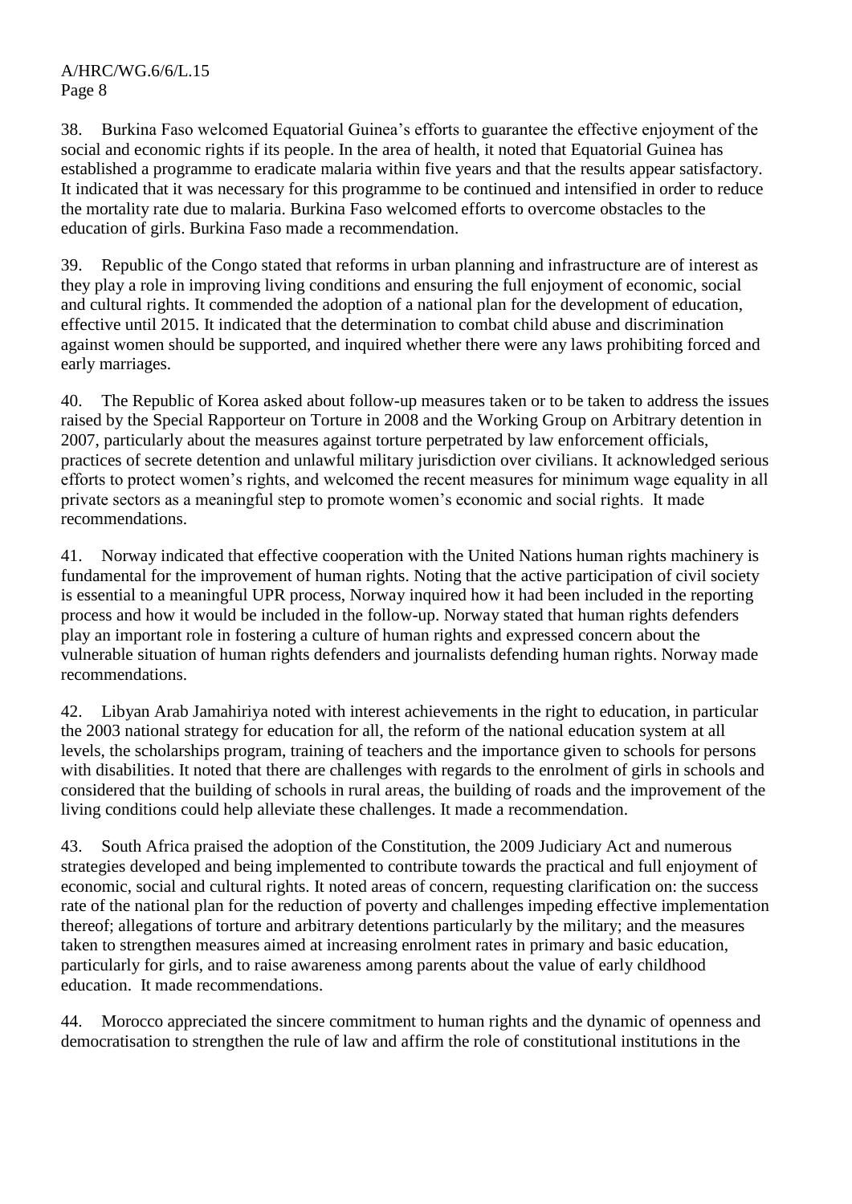38. Burkina Faso welcomed Equatorial Guinea's efforts to guarantee the effective enjoyment of the social and economic rights if its people. In the area of health, it noted that Equatorial Guinea has established a programme to eradicate malaria within five years and that the results appear satisfactory. It indicated that it was necessary for this programme to be continued and intensified in order to reduce the mortality rate due to malaria. Burkina Faso welcomed efforts to overcome obstacles to the education of girls. Burkina Faso made a recommendation.

39. Republic of the Congo stated that reforms in urban planning and infrastructure are of interest as they play a role in improving living conditions and ensuring the full enjoyment of economic, social and cultural rights. It commended the adoption of a national plan for the development of education, effective until 2015. It indicated that the determination to combat child abuse and discrimination against women should be supported, and inquired whether there were any laws prohibiting forced and early marriages.

40. The Republic of Korea asked about follow-up measures taken or to be taken to address the issues raised by the Special Rapporteur on Torture in 2008 and the Working Group on Arbitrary detention in 2007, particularly about the measures against torture perpetrated by law enforcement officials, practices of secrete detention and unlawful military jurisdiction over civilians. It acknowledged serious efforts to protect women's rights, and welcomed the recent measures for minimum wage equality in all private sectors as a meaningful step to promote women's economic and social rights. It made recommendations.

41. Norway indicated that effective cooperation with the United Nations human rights machinery is fundamental for the improvement of human rights. Noting that the active participation of civil society is essential to a meaningful UPR process, Norway inquired how it had been included in the reporting process and how it would be included in the follow-up. Norway stated that human rights defenders play an important role in fostering a culture of human rights and expressed concern about the vulnerable situation of human rights defenders and journalists defending human rights. Norway made recommendations.

42. Libyan Arab Jamahiriya noted with interest achievements in the right to education, in particular the 2003 national strategy for education for all, the reform of the national education system at all levels, the scholarships program, training of teachers and the importance given to schools for persons with disabilities. It noted that there are challenges with regards to the enrolment of girls in schools and considered that the building of schools in rural areas, the building of roads and the improvement of the living conditions could help alleviate these challenges. It made a recommendation.

43. South Africa praised the adoption of the Constitution, the 2009 Judiciary Act and numerous strategies developed and being implemented to contribute towards the practical and full enjoyment of economic, social and cultural rights. It noted areas of concern, requesting clarification on: the success rate of the national plan for the reduction of poverty and challenges impeding effective implementation thereof; allegations of torture and arbitrary detentions particularly by the military; and the measures taken to strengthen measures aimed at increasing enrolment rates in primary and basic education, particularly for girls, and to raise awareness among parents about the value of early childhood education. It made recommendations.

44. Morocco appreciated the sincere commitment to human rights and the dynamic of openness and democratisation to strengthen the rule of law and affirm the role of constitutional institutions in the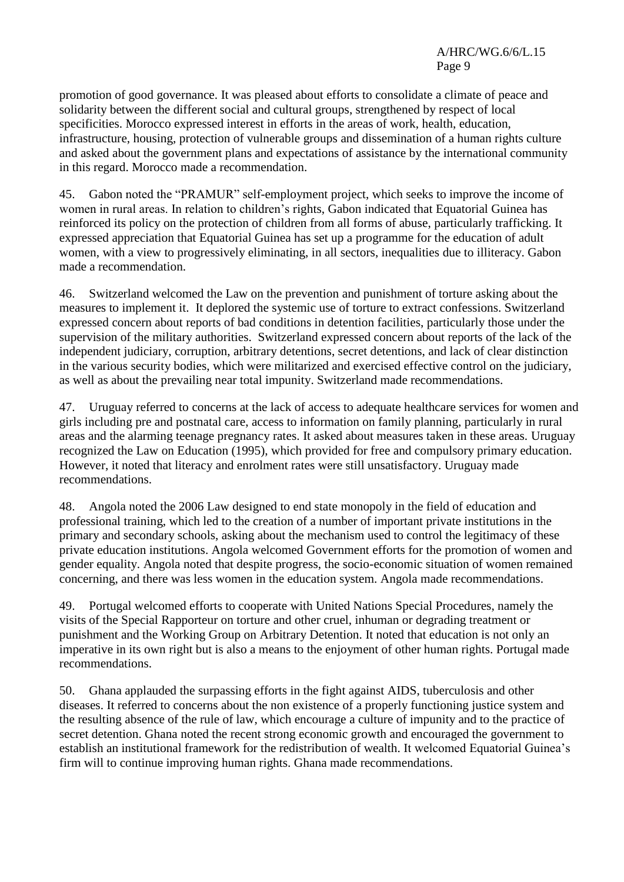promotion of good governance. It was pleased about efforts to consolidate a climate of peace and solidarity between the different social and cultural groups, strengthened by respect of local specificities. Morocco expressed interest in efforts in the areas of work, health, education, infrastructure, housing, protection of vulnerable groups and dissemination of a human rights culture and asked about the government plans and expectations of assistance by the international community in this regard. Morocco made a recommendation.

45. Gabon noted the "PRAMUR" self-employment project, which seeks to improve the income of women in rural areas. In relation to children's rights, Gabon indicated that Equatorial Guinea has reinforced its policy on the protection of children from all forms of abuse, particularly trafficking. It expressed appreciation that Equatorial Guinea has set up a programme for the education of adult women, with a view to progressively eliminating, in all sectors, inequalities due to illiteracy. Gabon made a recommendation.

46. Switzerland welcomed the Law on the prevention and punishment of torture asking about the measures to implement it. It deplored the systemic use of torture to extract confessions. Switzerland expressed concern about reports of bad conditions in detention facilities, particularly those under the supervision of the military authorities. Switzerland expressed concern about reports of the lack of the independent judiciary, corruption, arbitrary detentions, secret detentions, and lack of clear distinction in the various security bodies, which were militarized and exercised effective control on the judiciary, as well as about the prevailing near total impunity. Switzerland made recommendations.

47. Uruguay referred to concerns at the lack of access to adequate healthcare services for women and girls including pre and postnatal care, access to information on family planning, particularly in rural areas and the alarming teenage pregnancy rates. It asked about measures taken in these areas. Uruguay recognized the Law on Education (1995), which provided for free and compulsory primary education. However, it noted that literacy and enrolment rates were still unsatisfactory. Uruguay made recommendations.

48. Angola noted the 2006 Law designed to end state monopoly in the field of education and professional training, which led to the creation of a number of important private institutions in the primary and secondary schools, asking about the mechanism used to control the legitimacy of these private education institutions. Angola welcomed Government efforts for the promotion of women and gender equality. Angola noted that despite progress, the socio-economic situation of women remained concerning, and there was less women in the education system. Angola made recommendations.

49. Portugal welcomed efforts to cooperate with United Nations Special Procedures, namely the visits of the Special Rapporteur on torture and other cruel, inhuman or degrading treatment or punishment and the Working Group on Arbitrary Detention. It noted that education is not only an imperative in its own right but is also a means to the enjoyment of other human rights. Portugal made recommendations.

50. Ghana applauded the surpassing efforts in the fight against AIDS, tuberculosis and other diseases. It referred to concerns about the non existence of a properly functioning justice system and the resulting absence of the rule of law, which encourage a culture of impunity and to the practice of secret detention. Ghana noted the recent strong economic growth and encouraged the government to establish an institutional framework for the redistribution of wealth. It welcomed Equatorial Guinea's firm will to continue improving human rights. Ghana made recommendations.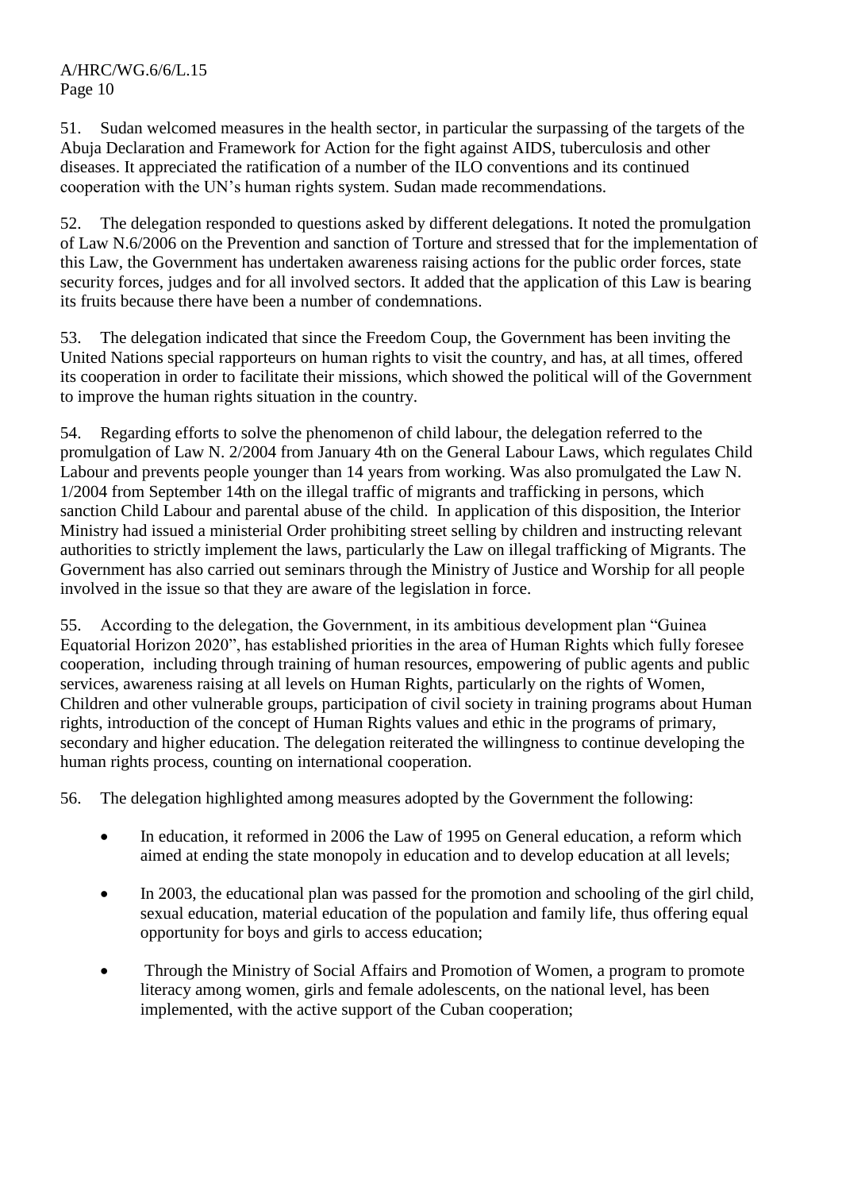51. Sudan welcomed measures in the health sector, in particular the surpassing of the targets of the Abuja Declaration and Framework for Action for the fight against AIDS, tuberculosis and other diseases. It appreciated the ratification of a number of the ILO conventions and its continued cooperation with the UN's human rights system. Sudan made recommendations.

52. The delegation responded to questions asked by different delegations. It noted the promulgation of Law N.6/2006 on the Prevention and sanction of Torture and stressed that for the implementation of this Law, the Government has undertaken awareness raising actions for the public order forces, state security forces, judges and for all involved sectors. It added that the application of this Law is bearing its fruits because there have been a number of condemnations.

53. The delegation indicated that since the Freedom Coup, the Government has been inviting the United Nations special rapporteurs on human rights to visit the country, and has, at all times, offered its cooperation in order to facilitate their missions, which showed the political will of the Government to improve the human rights situation in the country.

54. Regarding efforts to solve the phenomenon of child labour, the delegation referred to the promulgation of Law N. 2/2004 from January 4th on the General Labour Laws, which regulates Child Labour and prevents people younger than 14 years from working. Was also promulgated the Law N. 1/2004 from September 14th on the illegal traffic of migrants and trafficking in persons, which sanction Child Labour and parental abuse of the child. In application of this disposition, the Interior Ministry had issued a ministerial Order prohibiting street selling by children and instructing relevant authorities to strictly implement the laws, particularly the Law on illegal trafficking of Migrants. The Government has also carried out seminars through the Ministry of Justice and Worship for all people involved in the issue so that they are aware of the legislation in force.

55. According to the delegation, the Government, in its ambitious development plan "Guinea Equatorial Horizon 2020", has established priorities in the area of Human Rights which fully foresee cooperation, including through training of human resources, empowering of public agents and public services, awareness raising at all levels on Human Rights, particularly on the rights of Women, Children and other vulnerable groups, participation of civil society in training programs about Human rights, introduction of the concept of Human Rights values and ethic in the programs of primary, secondary and higher education. The delegation reiterated the willingness to continue developing the human rights process, counting on international cooperation.

56. The delegation highlighted among measures adopted by the Government the following:

- In education, it reformed in 2006 the Law of 1995 on General education, a reform which aimed at ending the state monopoly in education and to develop education at all levels;
- In 2003, the educational plan was passed for the promotion and schooling of the girl child, sexual education, material education of the population and family life, thus offering equal opportunity for boys and girls to access education;
- Through the Ministry of Social Affairs and Promotion of Women, a program to promote literacy among women, girls and female adolescents, on the national level, has been implemented, with the active support of the Cuban cooperation;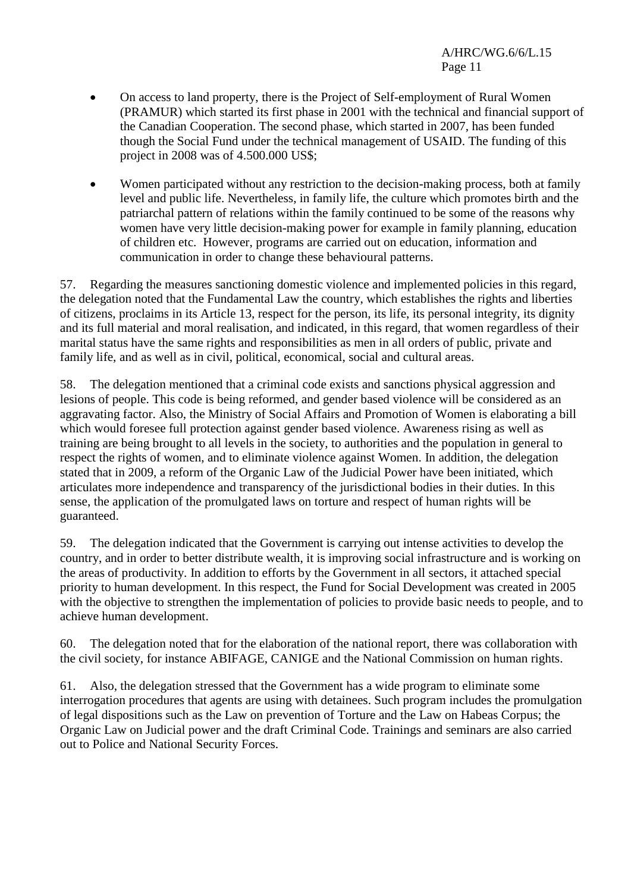- On access to land property, there is the Project of Self-employment of Rural Women (PRAMUR) which started its first phase in 2001 with the technical and financial support of the Canadian Cooperation. The second phase, which started in 2007, has been funded though the Social Fund under the technical management of USAID. The funding of this project in 2008 was of 4.500.000 US$;

- Women participated without any restriction to the decision-making process, both at family level and public life. Nevertheless, in family life, the culture which promotes birth and the patriarchal pattern of relations within the family continued to be some of the reasons why women have very little decision-making power for example in family planning, education of children etc. However, programs are carried out on education, information and communication in order to change these behavioural patterns.

57. Regarding the measures sanctioning domestic violence and implemented policies in this regard, the delegation noted that the Fundamental Law the country, which establishes the rights and liberties of citizens, proclaims in its Article 13, respect for the person, its life, its personal integrity, its dignity and its full material and moral realisation, and indicated, in this regard, that women regardless of their marital status have the same rights and responsibilities as men in all orders of public, private and family life, and as well as in civil, political, economical, social and cultural areas.

58. The delegation mentioned that a criminal code exists and sanctions physical aggression and lesions of people. This code is being reformed, and gender based violence will be considered as an aggravating factor. Also, the Ministry of Social Affairs and Promotion of Women is elaborating a bill which would foresee full protection against gender based violence. Awareness rising as well as training are being brought to all levels in the society, to authorities and the population in general to respect the rights of women, and to eliminate violence against Women. In addition, the delegation stated that in 2009, a reform of the Organic Law of the Judicial Power have been initiated, which articulates more independence and transparency of the jurisdictional bodies in their duties. In this sense, the application of the promulgated laws on torture and respect of human rights will be guaranteed.

59. The delegation indicated that the Government is carrying out intense activities to develop the country, and in order to better distribute wealth, it is improving social infrastructure and is working on the areas of productivity. In addition to efforts by the Government in all sectors, it attached special priority to human development. In this respect, the Fund for Social Development was created in 2005 with the objective to strengthen the implementation of policies to provide basic needs to people, and to achieve human development.

60. The delegation noted that for the elaboration of the national report, there was collaboration with the civil society, for instance ABIFAGE, CANIGE and the National Commission on human rights.

61. Also, the delegation stressed that the Government has a wide program to eliminate some interrogation procedures that agents are using with detainees. Such program includes the promulgation of legal dispositions such as the Law on prevention of Torture and the Law on Habeas Corpus; the Organic Law on Judicial power and the draft Criminal Code. Trainings and seminars are also carried out to Police and National Security Forces.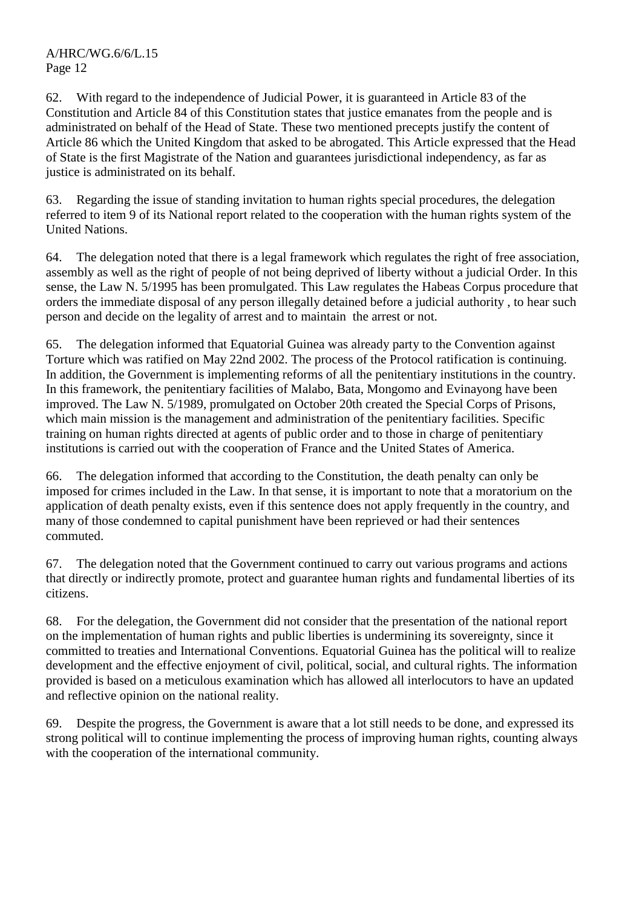62. With regard to the independence of Judicial Power, it is guaranteed in Article 83 of the Constitution and Article 84 of this Constitution states that justice emanates from the people and is administrated on behalf of the Head of State. These two mentioned precepts justify the content of Article 86 which the United Kingdom that asked to be abrogated. This Article expressed that the Head of State is the first Magistrate of the Nation and guarantees jurisdictional independency, as far as justice is administrated on its behalf.

63. Regarding the issue of standing invitation to human rights special procedures, the delegation referred to item 9 of its National report related to the cooperation with the human rights system of the United Nations.

64. The delegation noted that there is a legal framework which regulates the right of free association, assembly as well as the right of people of not being deprived of liberty without a judicial Order. In this sense, the Law N. 5/1995 has been promulgated. This Law regulates the Habeas Corpus procedure that orders the immediate disposal of any person illegally detained before a judicial authority , to hear such person and decide on the legality of arrest and to maintain the arrest or not.

65. The delegation informed that Equatorial Guinea was already party to the Convention against Torture which was ratified on May 22nd 2002. The process of the Protocol ratification is continuing. In addition, the Government is implementing reforms of all the penitentiary institutions in the country. In this framework, the penitentiary facilities of Malabo, Bata, Mongomo and Evinayong have been improved. The Law N. 5/1989, promulgated on October 20th created the Special Corps of Prisons, which main mission is the management and administration of the penitentiary facilities. Specific training on human rights directed at agents of public order and to those in charge of penitentiary institutions is carried out with the cooperation of France and the United States of America.

66. The delegation informed that according to the Constitution, the death penalty can only be imposed for crimes included in the Law. In that sense, it is important to note that a moratorium on the application of death penalty exists, even if this sentence does not apply frequently in the country, and many of those condemned to capital punishment have been reprieved or had their sentences commuted.

67. The delegation noted that the Government continued to carry out various programs and actions that directly or indirectly promote, protect and guarantee human rights and fundamental liberties of its citizens.

68. For the delegation, the Government did not consider that the presentation of the national report on the implementation of human rights and public liberties is undermining its sovereignty, since it committed to treaties and International Conventions. Equatorial Guinea has the political will to realize development and the effective enjoyment of civil, political, social, and cultural rights. The information provided is based on a meticulous examination which has allowed all interlocutors to have an updated and reflective opinion on the national reality.

69. Despite the progress, the Government is aware that a lot still needs to be done, and expressed its strong political will to continue implementing the process of improving human rights, counting always with the cooperation of the international community.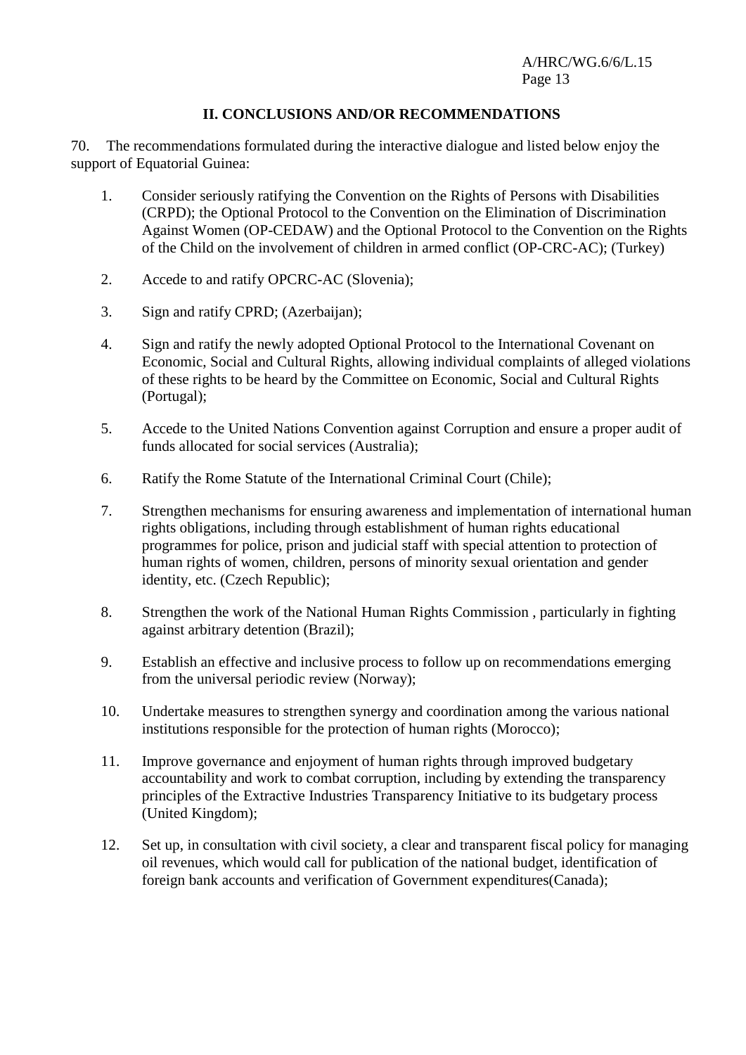## II. CONCLUSIONS AND/OR RECOMMENDATIONS

70. The recommendations formulated during the interactive dialogue and listed below enjoy the support of Equatorial Guinea:

1. Consider seriously ratifying the Convention on the Rights of Persons with Disabilities (CRPD); the Optional Protocol to the Convention on the Elimination of Discrimination Against Women (OP-CEDAW) and the Optional Protocol to the Convention on the Rights of the Child on the involvement of children in armed conflict (OP-CRC-AC); (Turkey)

2. Accede to and ratify OPCRC-AC (Slovenia);

3. Sign and ratify CPRD; (Azerbaijan);

4. Sign and ratify the newly adopted Optional Protocol to the International Covenant on Economic, Social and Cultural Rights, allowing individual complaints of alleged violations of these rights to be heard by the Committee on Economic, Social and Cultural Rights (Portugal);

5. Accede to the United Nations Convention against Corruption and ensure a proper audit of funds allocated for social services (Australia);

6. Ratify the Rome Statute of the International Criminal Court (Chile);

7. Strengthen mechanisms for ensuring awareness and implementation of international human rights obligations, including through establishment of human rights educational programmes for police, prison and judicial staff with special attention to protection of human rights of women, children, persons of minority sexual orientation and gender identity, etc. (Czech Republic);

8. Strengthen the work of the National Human Rights Commission , particularly in fighting against arbitrary detention (Brazil);

9. Establish an effective and inclusive process to follow up on recommendations emerging from the universal periodic review (Norway);

10. Undertake measures to strengthen synergy and coordination among the various national institutions responsible for the protection of human rights (Morocco);

11. Improve governance and enjoyment of human rights through improved budgetary accountability and work to combat corruption, including by extending the transparency principles of the Extractive Industries Transparency Initiative to its budgetary process (United Kingdom);

12. Set up, in consultation with civil society, a clear and transparent fiscal policy for managing oil revenues, which would call for publication of the national budget, identification of foreign bank accounts and verification of Government expenditures(Canada);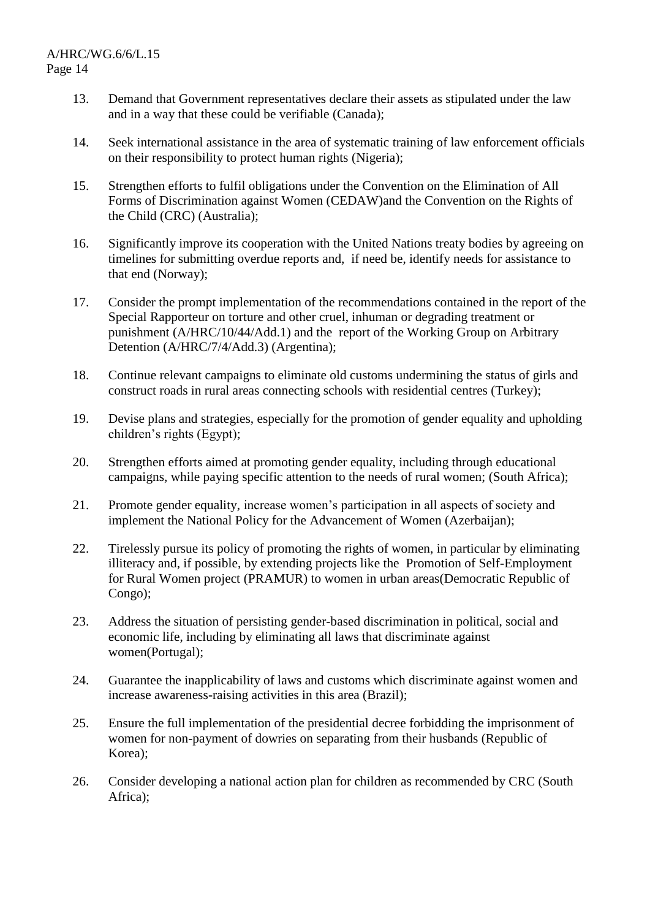13. Demand that Government representatives declare their assets as stipulated under the law and in a way that these could be verifiable (Canada);

14. Seek international assistance in the area of systematic training of law enforcement officials on their responsibility to protect human rights (Nigeria);

15. Strengthen efforts to fulfil obligations under the Convention on the Elimination of All Forms of Discrimination against Women (CEDAW)and the Convention on the Rights of the Child (CRC) (Australia);

16. Significantly improve its cooperation with the United Nations treaty bodies by agreeing on timelines for submitting overdue reports and, if need be, identify needs for assistance to that end (Norway);

17. Consider the prompt implementation of the recommendations contained in the report of the Special Rapporteur on torture and other cruel, inhuman or degrading treatment or punishment (A/HRC/10/44/Add.1) and the report of the Working Group on Arbitrary Detention (A/HRC/7/4/Add.3) (Argentina);

18. Continue relevant campaigns to eliminate old customs undermining the status of girls and construct roads in rural areas connecting schools with residential centres (Turkey);

19. Devise plans and strategies, especially for the promotion of gender equality and upholding children's rights (Egypt);

20. Strengthen efforts aimed at promoting gender equality, including through educational campaigns, while paying specific attention to the needs of rural women; (South Africa);

21. Promote gender equality, increase women's participation in all aspects of society and implement the National Policy for the Advancement of Women (Azerbaijan);

22. Tirelessly pursue its policy of promoting the rights of women, in particular by eliminating illiteracy and, if possible, by extending projects like the Promotion of Self-Employment for Rural Women project (PRAMUR) to women in urban areas(Democratic Republic of Congo);

23. Address the situation of persisting gender-based discrimination in political, social and economic life, including by eliminating all laws that discriminate against women(Portugal);

24. Guarantee the inapplicability of laws and customs which discriminate against women and increase awareness-raising activities in this area (Brazil);

25. Ensure the full implementation of the presidential decree forbidding the imprisonment of women for non-payment of dowries on separating from their husbands (Republic of Korea);

26. Consider developing a national action plan for children as recommended by CRC (South Africa);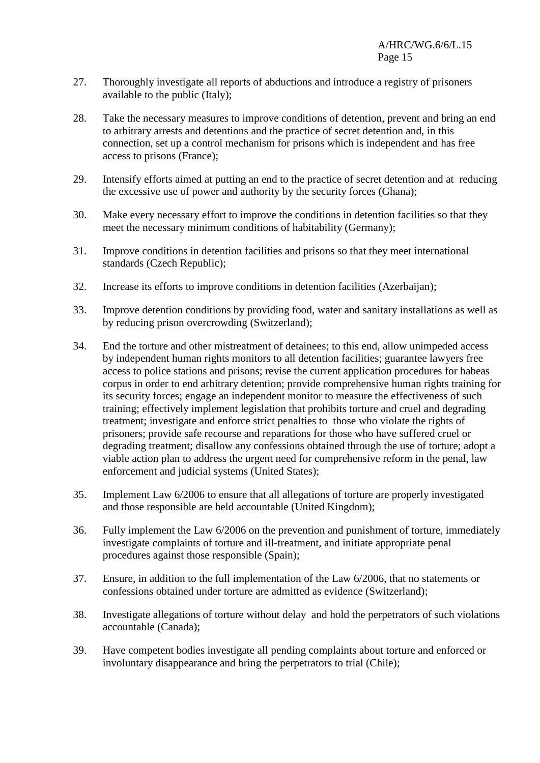27. Thoroughly investigate all reports of abductions and introduce a registry of prisoners available to the public (Italy);

28. Take the necessary measures to improve conditions of detention, prevent and bring an end to arbitrary arrests and detentions and the practice of secret detention and, in this connection, set up a control mechanism for prisons which is independent and has free access to prisons (France);

29. Intensify efforts aimed at putting an end to the practice of secret detention and at reducing the excessive use of power and authority by the security forces (Ghana);

30. Make every necessary effort to improve the conditions in detention facilities so that they meet the necessary minimum conditions of habitability (Germany);

31. Improve conditions in detention facilities and prisons so that they meet international standards (Czech Republic);

32. Increase its efforts to improve conditions in detention facilities (Azerbaijan);

33. Improve detention conditions by providing food, water and sanitary installations as well as by reducing prison overcrowding (Switzerland);

34. End the torture and other mistreatment of detainees; to this end, allow unimpeded access by independent human rights monitors to all detention facilities; guarantee lawyers free access to police stations and prisons; revise the current application procedures for habeas corpus in order to end arbitrary detention; provide comprehensive human rights training for its security forces; engage an independent monitor to measure the effectiveness of such training; effectively implement legislation that prohibits torture and cruel and degrading treatment; investigate and enforce strict penalties to those who violate the rights of prisoners; provide safe recourse and reparations for those who have suffered cruel or degrading treatment; disallow any confessions obtained through the use of torture; adopt a viable action plan to address the urgent need for comprehensive reform in the penal, law enforcement and judicial systems (United States);

35. Implement Law 6/2006 to ensure that all allegations of torture are properly investigated and those responsible are held accountable (United Kingdom);

36. Fully implement the Law 6/2006 on the prevention and punishment of torture, immediately investigate complaints of torture and ill-treatment, and initiate appropriate penal procedures against those responsible (Spain);

37. Ensure, in addition to the full implementation of the Law 6/2006, that no statements or confessions obtained under torture are admitted as evidence (Switzerland);

38. Investigate allegations of torture without delay and hold the perpetrators of such violations accountable (Canada);

39. Have competent bodies investigate all pending complaints about torture and enforced or involuntary disappearance and bring the perpetrators to trial (Chile);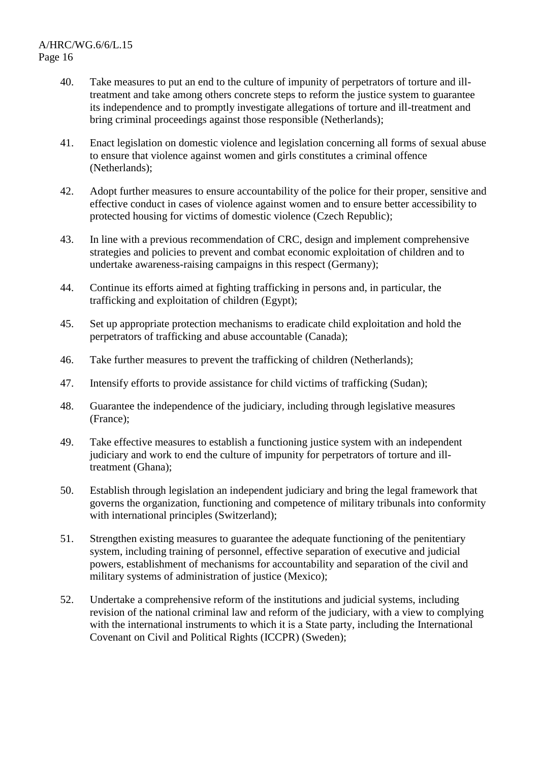40. Take measures to put an end to the culture of impunity of perpetrators of torture and ill-treatment and take among others concrete steps to reform the justice system to guarantee its independence and to promptly investigate allegations of torture and ill-treatment and bring criminal proceedings against those responsible (Netherlands);

41. Enact legislation on domestic violence and legislation concerning all forms of sexual abuse to ensure that violence against women and girls constitutes a criminal offence (Netherlands);

42. Adopt further measures to ensure accountability of the police for their proper, sensitive and effective conduct in cases of violence against women and to ensure better accessibility to protected housing for victims of domestic violence (Czech Republic);

43. In line with a previous recommendation of CRC, design and implement comprehensive strategies and policies to prevent and combat economic exploitation of children and to undertake awareness-raising campaigns in this respect (Germany);

44. Continue its efforts aimed at fighting trafficking in persons and, in particular, the trafficking and exploitation of children (Egypt);

45. Set up appropriate protection mechanisms to eradicate child exploitation and hold the perpetrators of trafficking and abuse accountable (Canada);

46. Take further measures to prevent the trafficking of children (Netherlands);

47. Intensify efforts to provide assistance for child victims of trafficking (Sudan);

48. Guarantee the independence of the judiciary, including through legislative measures (France);

49. Take effective measures to establish a functioning justice system with an independent judiciary and work to end the culture of impunity for perpetrators of torture and ill-treatment (Ghana);

50. Establish through legislation an independent judiciary and bring the legal framework that governs the organization, functioning and competence of military tribunals into conformity with international principles (Switzerland);

51. Strengthen existing measures to guarantee the adequate functioning of the penitentiary system, including training of personnel, effective separation of executive and judicial powers, establishment of mechanisms for accountability and separation of the civil and military systems of administration of justice (Mexico);

52. Undertake a comprehensive reform of the institutions and judicial systems, including revision of the national criminal law and reform of the judiciary, with a view to complying with the international instruments to which it is a State party, including the International Covenant on Civil and Political Rights (ICCPR) (Sweden);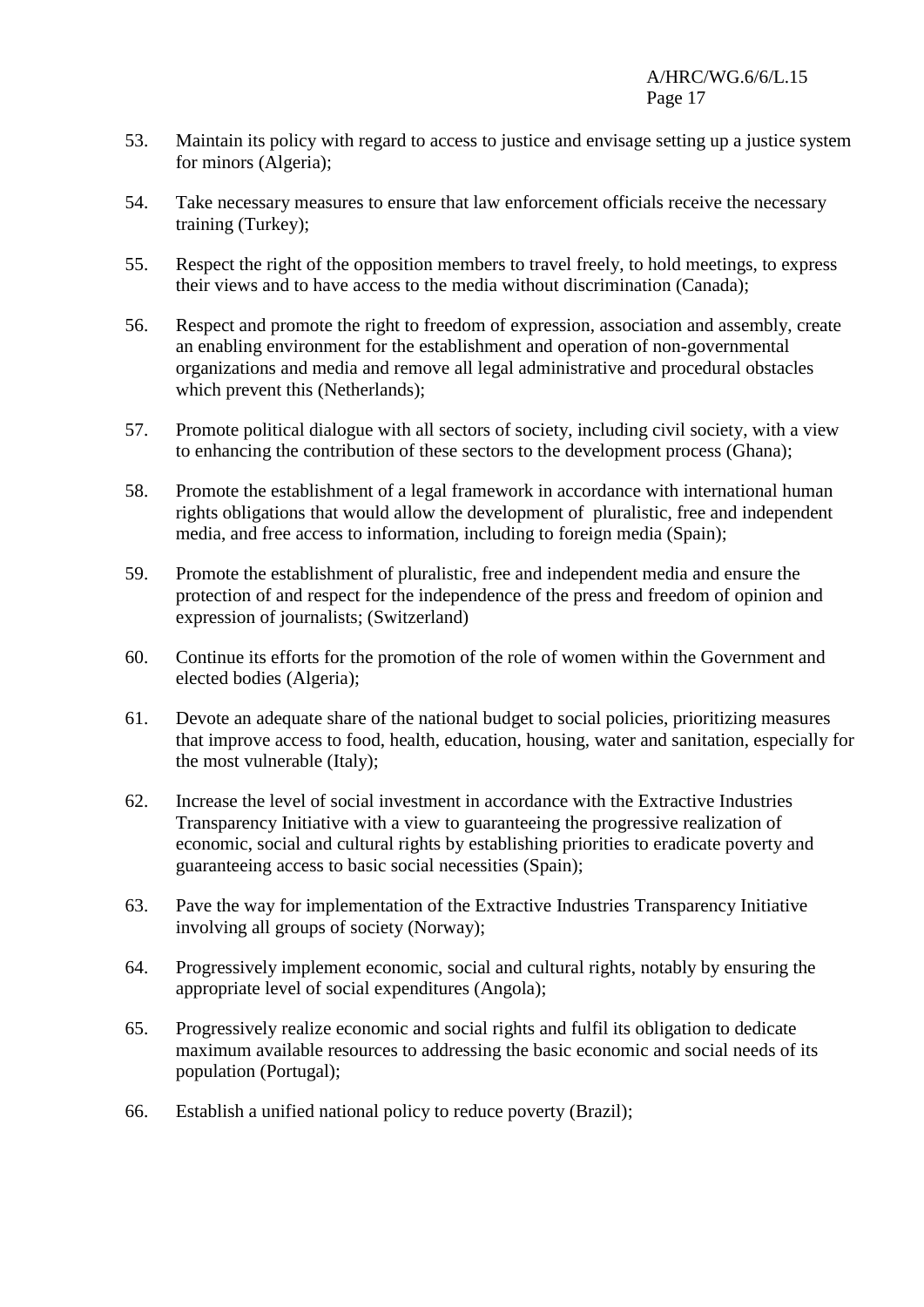53. Maintain its policy with regard to access to justice and envisage setting up a justice system for minors (Algeria);

54. Take necessary measures to ensure that law enforcement officials receive the necessary training (Turkey);

55. Respect the right of the opposition members to travel freely, to hold meetings, to express their views and to have access to the media without discrimination (Canada);

56. Respect and promote the right to freedom of expression, association and assembly, create an enabling environment for the establishment and operation of non-governmental organizations and media and remove all legal administrative and procedural obstacles which prevent this (Netherlands);

57. Promote political dialogue with all sectors of society, including civil society, with a view to enhancing the contribution of these sectors to the development process (Ghana);

58. Promote the establishment of a legal framework in accordance with international human rights obligations that would allow the development of pluralistic, free and independent media, and free access to information, including to foreign media (Spain);

59. Promote the establishment of pluralistic, free and independent media and ensure the protection of and respect for the independence of the press and freedom of opinion and expression of journalists; (Switzerland)

60. Continue its efforts for the promotion of the role of women within the Government and elected bodies (Algeria);

61. Devote an adequate share of the national budget to social policies, prioritizing measures that improve access to food, health, education, housing, water and sanitation, especially for the most vulnerable (Italy);

62. Increase the level of social investment in accordance with the Extractive Industries Transparency Initiative with a view to guaranteeing the progressive realization of economic, social and cultural rights by establishing priorities to eradicate poverty and guaranteeing access to basic social necessities (Spain);

63. Pave the way for implementation of the Extractive Industries Transparency Initiative involving all groups of society (Norway);

64. Progressively implement economic, social and cultural rights, notably by ensuring the appropriate level of social expenditures (Angola);

65. Progressively realize economic and social rights and fulfil its obligation to dedicate maximum available resources to addressing the basic economic and social needs of its population (Portugal);

66. Establish a unified national policy to reduce poverty (Brazil);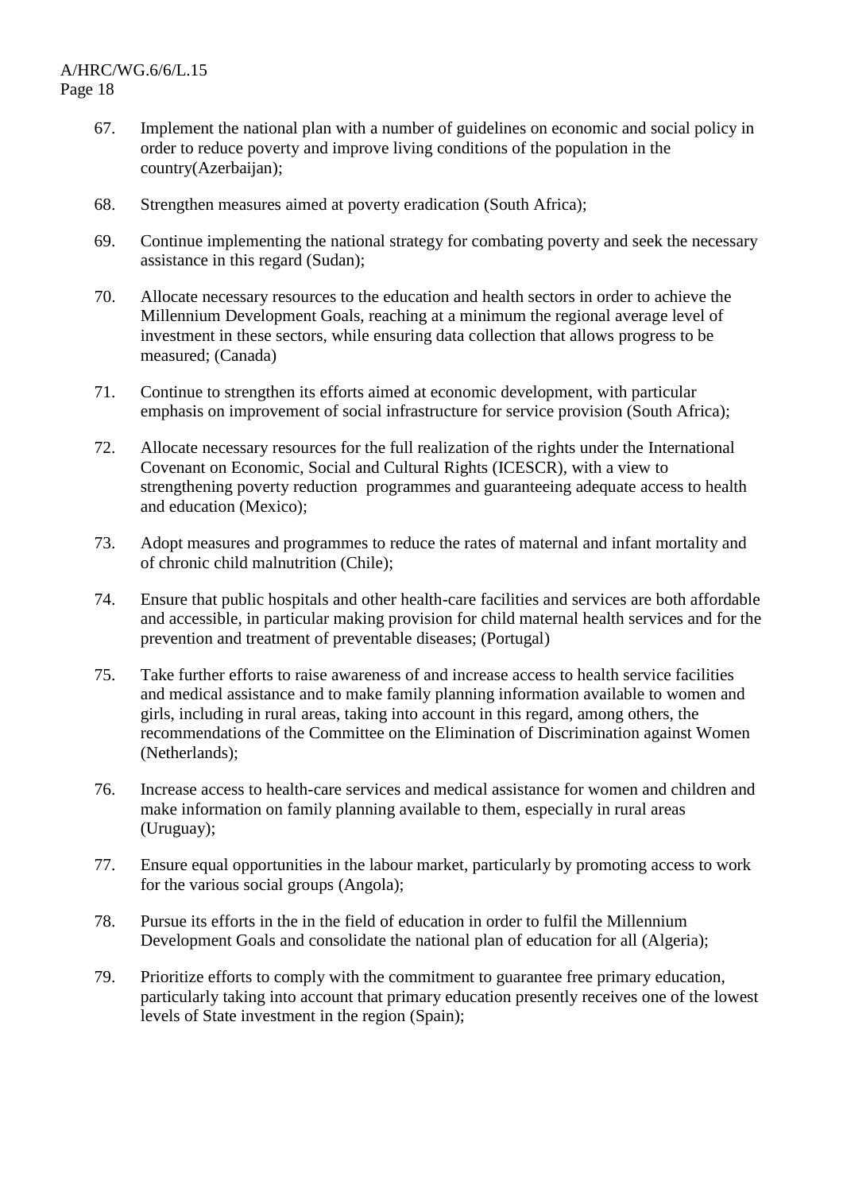67. Implement the national plan with a number of guidelines on economic and social policy in order to reduce poverty and improve living conditions of the population in the country(Azerbaijan);

68. Strengthen measures aimed at poverty eradication (South Africa);

69. Continue implementing the national strategy for combating poverty and seek the necessary assistance in this regard (Sudan);

70. Allocate necessary resources to the education and health sectors in order to achieve the Millennium Development Goals, reaching at a minimum the regional average level of investment in these sectors, while ensuring data collection that allows progress to be measured; (Canada)

71. Continue to strengthen its efforts aimed at economic development, with particular emphasis on improvement of social infrastructure for service provision (South Africa);

72. Allocate necessary resources for the full realization of the rights under the International Covenant on Economic, Social and Cultural Rights (ICESCR), with a view to strengthening poverty reduction programmes and guaranteeing adequate access to health and education (Mexico);

73. Adopt measures and programmes to reduce the rates of maternal and infant mortality and of chronic child malnutrition (Chile);

74. Ensure that public hospitals and other health-care facilities and services are both affordable and accessible, in particular making provision for child maternal health services and for the prevention and treatment of preventable diseases; (Portugal)

75. Take further efforts to raise awareness of and increase access to health service facilities and medical assistance and to make family planning information available to women and girls, including in rural areas, taking into account in this regard, among others, the recommendations of the Committee on the Elimination of Discrimination against Women (Netherlands);

76. Increase access to health-care services and medical assistance for women and children and make information on family planning available to them, especially in rural areas (Uruguay);

77. Ensure equal opportunities in the labour market, particularly by promoting access to work for the various social groups (Angola);

78. Pursue its efforts in the in the field of education in order to fulfil the Millennium Development Goals and consolidate the national plan of education for all (Algeria);

79. Prioritize efforts to comply with the commitment to guarantee free primary education, particularly taking into account that primary education presently receives one of the lowest levels of State investment in the region (Spain);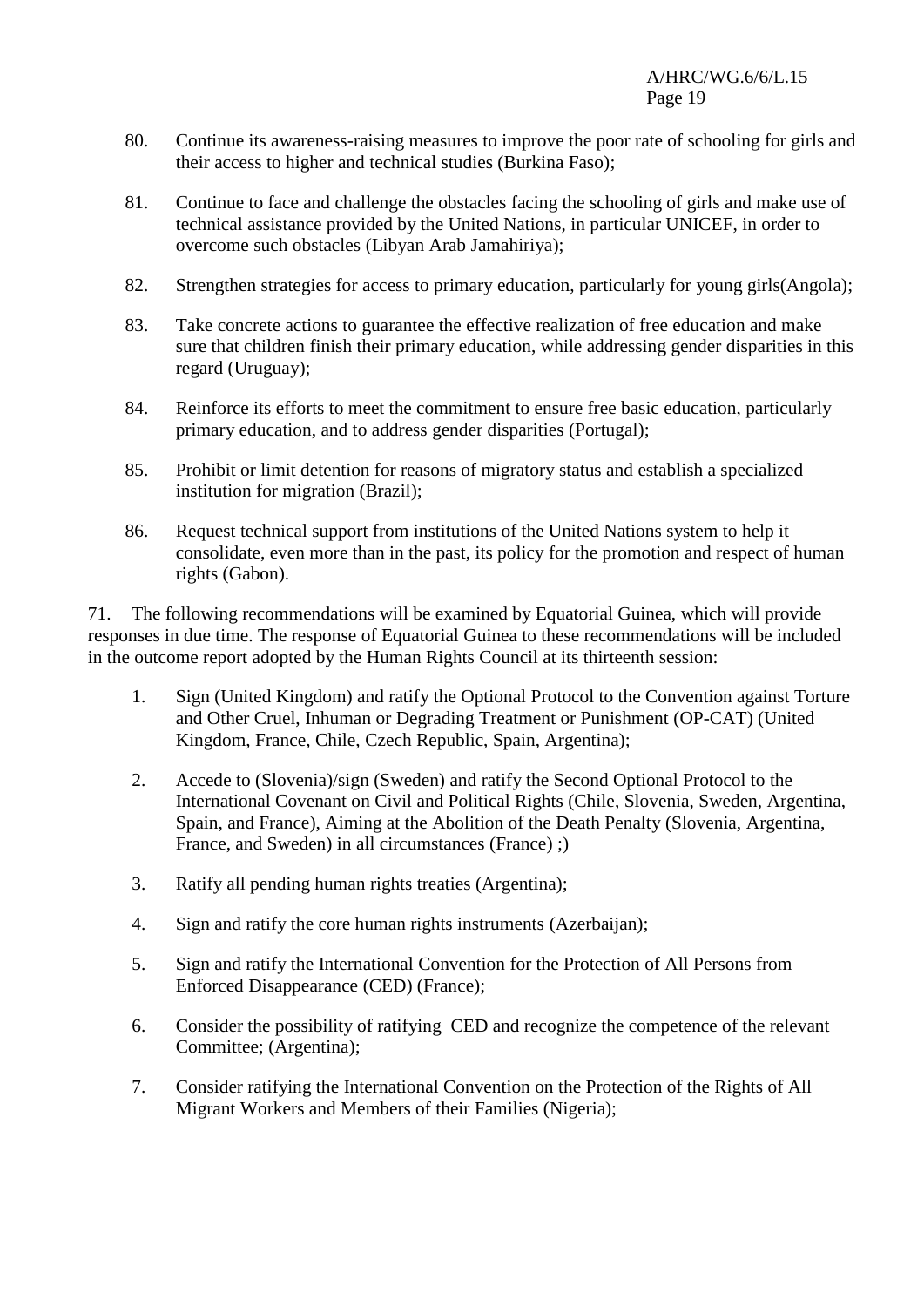80. Continue its awareness-raising measures to improve the poor rate of schooling for girls and their access to higher and technical studies (Burkina Faso);

81. Continue to face and challenge the obstacles facing the schooling of girls and make use of technical assistance provided by the United Nations, in particular UNICEF, in order to overcome such obstacles (Libyan Arab Jamahiriya);

82. Strengthen strategies for access to primary education, particularly for young girls(Angola);

83. Take concrete actions to guarantee the effective realization of free education and make sure that children finish their primary education, while addressing gender disparities in this regard (Uruguay);

84. Reinforce its efforts to meet the commitment to ensure free basic education, particularly primary education, and to address gender disparities (Portugal);

85. Prohibit or limit detention for reasons of migratory status and establish a specialized institution for migration (Brazil);

86. Request technical support from institutions of the United Nations system to help it consolidate, even more than in the past, its policy for the promotion and respect of human rights (Gabon).

71. The following recommendations will be examined by Equatorial Guinea, which will provide responses in due time. The response of Equatorial Guinea to these recommendations will be included in the outcome report adopted by the Human Rights Council at its thirteenth session:

1. Sign (United Kingdom) and ratify the Optional Protocol to the Convention against Torture and Other Cruel, Inhuman or Degrading Treatment or Punishment (OP-CAT) (United Kingdom, France, Chile, Czech Republic, Spain, Argentina);

2. Accede to (Slovenia)/sign (Sweden) and ratify the Second Optional Protocol to the International Covenant on Civil and Political Rights (Chile, Slovenia, Sweden, Argentina, Spain, and France), Aiming at the Abolition of the Death Penalty (Slovenia, Argentina, France, and Sweden) in all circumstances (France) ;)

3. Ratify all pending human rights treaties (Argentina);

4. Sign and ratify the core human rights instruments (Azerbaijan);

5. Sign and ratify the International Convention for the Protection of All Persons from Enforced Disappearance (CED) (France);

6. Consider the possibility of ratifying CED and recognize the competence of the relevant Committee; (Argentina);

7. Consider ratifying the International Convention on the Protection of the Rights of All Migrant Workers and Members of their Families (Nigeria);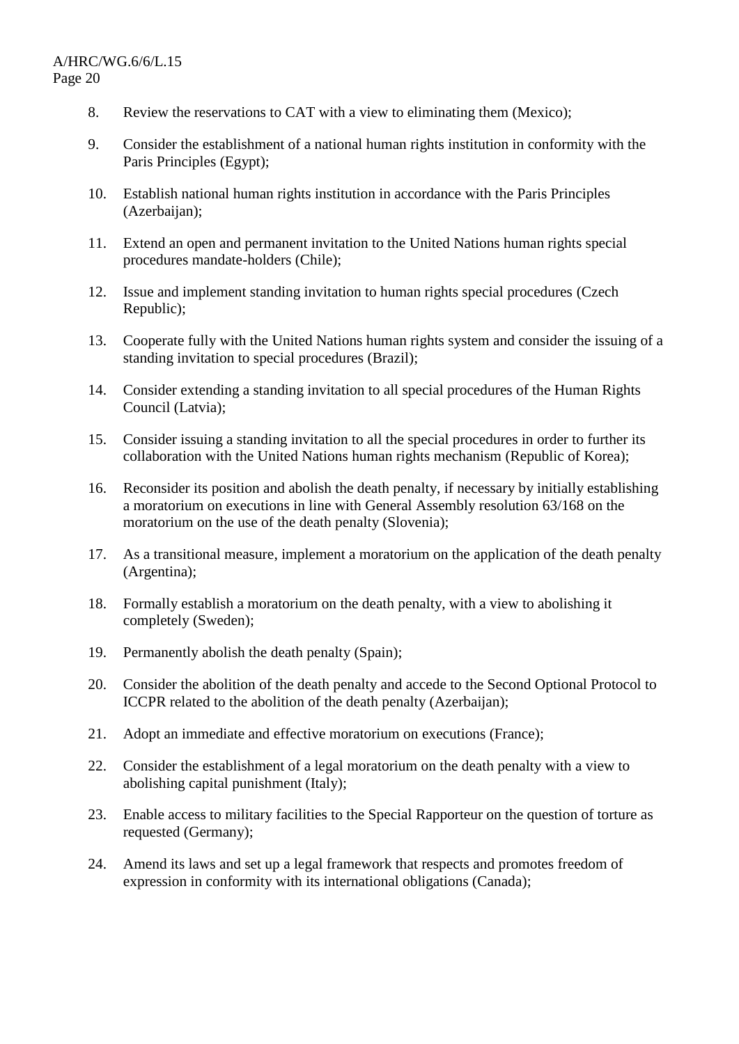8. Review the reservations to CAT with a view to eliminating them (Mexico);

9. Consider the establishment of a national human rights institution in conformity with the Paris Principles (Egypt);

10. Establish national human rights institution in accordance with the Paris Principles (Azerbaijan);

11. Extend an open and permanent invitation to the United Nations human rights special procedures mandate-holders (Chile);

12. Issue and implement standing invitation to human rights special procedures (Czech Republic);

13. Cooperate fully with the United Nations human rights system and consider the issuing of a standing invitation to special procedures (Brazil);

14. Consider extending a standing invitation to all special procedures of the Human Rights Council (Latvia);

15. Consider issuing a standing invitation to all the special procedures in order to further its collaboration with the United Nations human rights mechanism (Republic of Korea);

16. Reconsider its position and abolish the death penalty, if necessary by initially establishing a moratorium on executions in line with General Assembly resolution 63/168 on the moratorium on the use of the death penalty (Slovenia);

17. As a transitional measure, implement a moratorium on the application of the death penalty (Argentina);

18. Formally establish a moratorium on the death penalty, with a view to abolishing it completely (Sweden);

19. Permanently abolish the death penalty (Spain);

20. Consider the abolition of the death penalty and accede to the Second Optional Protocol to ICCPR related to the abolition of the death penalty (Azerbaijan);

21. Adopt an immediate and effective moratorium on executions (France);

22. Consider the establishment of a legal moratorium on the death penalty with a view to abolishing capital punishment (Italy);

23. Enable access to military facilities to the Special Rapporteur on the question of torture as requested (Germany);

24. Amend its laws and set up a legal framework that respects and promotes freedom of expression in conformity with its international obligations (Canada);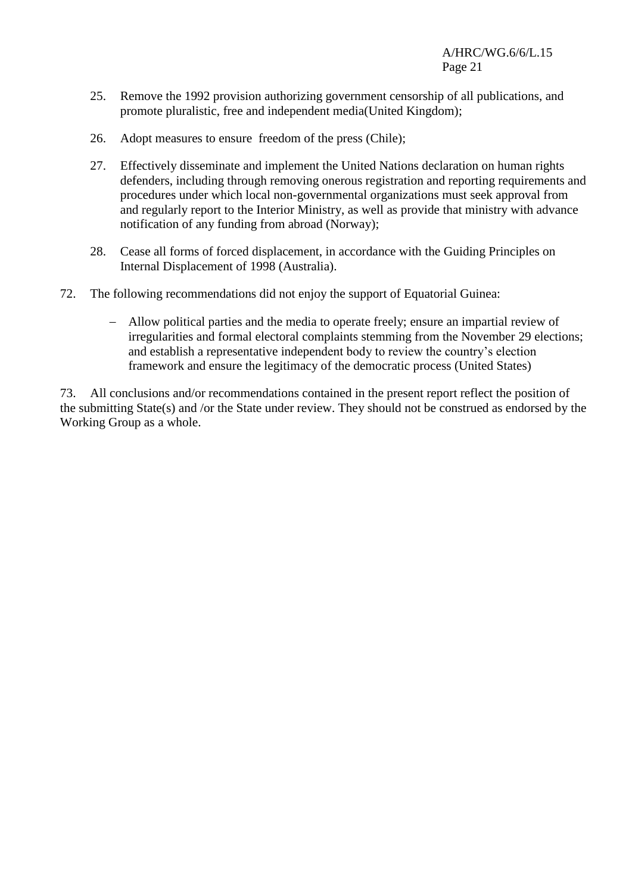25. Remove the 1992 provision authorizing government censorship of all publications, and promote pluralistic, free and independent media(United Kingdom);

26. Adopt measures to ensure  freedom of the press (Chile);

27. Effectively disseminate and implement the United Nations declaration on human rights defenders, including through removing onerous registration and reporting requirements and procedures under which local non-governmental organizations must seek approval from and regularly report to the Interior Ministry, as well as provide that ministry with advance notification of any funding from abroad (Norway);

28. Cease all forms of forced displacement, in accordance with the Guiding Principles on Internal Displacement of 1998 (Australia).

72. The following recommendations did not enjoy the support of Equatorial Guinea:

- Allow political parties and the media to operate freely; ensure an impartial review of irregularities and formal electoral complaints stemming from the November 29 elections; and establish a representative independent body to review the country's election framework and ensure the legitimacy of the democratic process (United States)

73. All conclusions and/or recommendations contained in the present report reflect the position of the submitting State(s) and /or the State under review. They should not be construed as endorsed by the Working Group as a whole.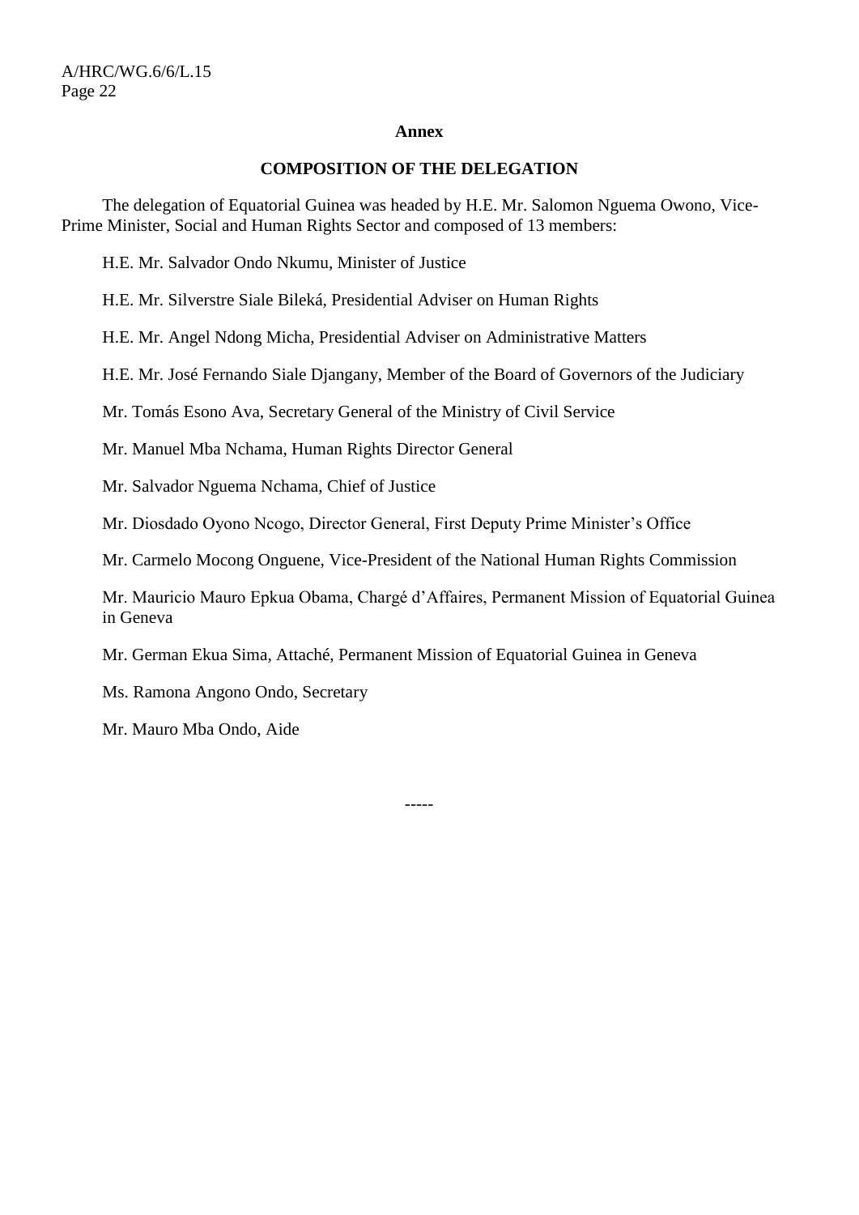## Annex

## COMPOSITION OF THE DELEGATION

The delegation of Equatorial Guinea was headed by H.E. Mr. Salomon Nguema Owono, Vice-Prime Minister, Social and Human Rights Sector and composed of 13 members:

H.E. Mr. Salvador Ondo Nkumu, Minister of Justice

H.E. Mr. Silverstre Siale Bileká, Presidential Adviser on Human Rights

H.E. Mr. Angel Ndong Micha, Presidential Adviser on Administrative Matters

H.E. Mr. José Fernando Siale Djangany, Member of the Board of Governors of the Judiciary

Mr. Tomás Esono Ava, Secretary General of the Ministry of Civil Service

Mr. Manuel Mba Nchama, Human Rights Director General

Mr. Salvador Nguema Nchama, Chief of Justice

Mr. Diosdado Oyono Ncogo, Director General, First Deputy Prime Minister's Office

Mr. Carmelo Mocong Onguene, Vice-President of the National Human Rights Commission

Mr. Mauricio Mauro Epkua Obama, Chargé d'Affaires, Permanent Mission of Equatorial Guinea in Geneva

Mr. German Ekua Sima, Attaché, Permanent Mission of Equatorial Guinea in Geneva

Ms. Ramona Angono Ondo, Secretary

Mr. Mauro Mba Ondo, Aide

-----